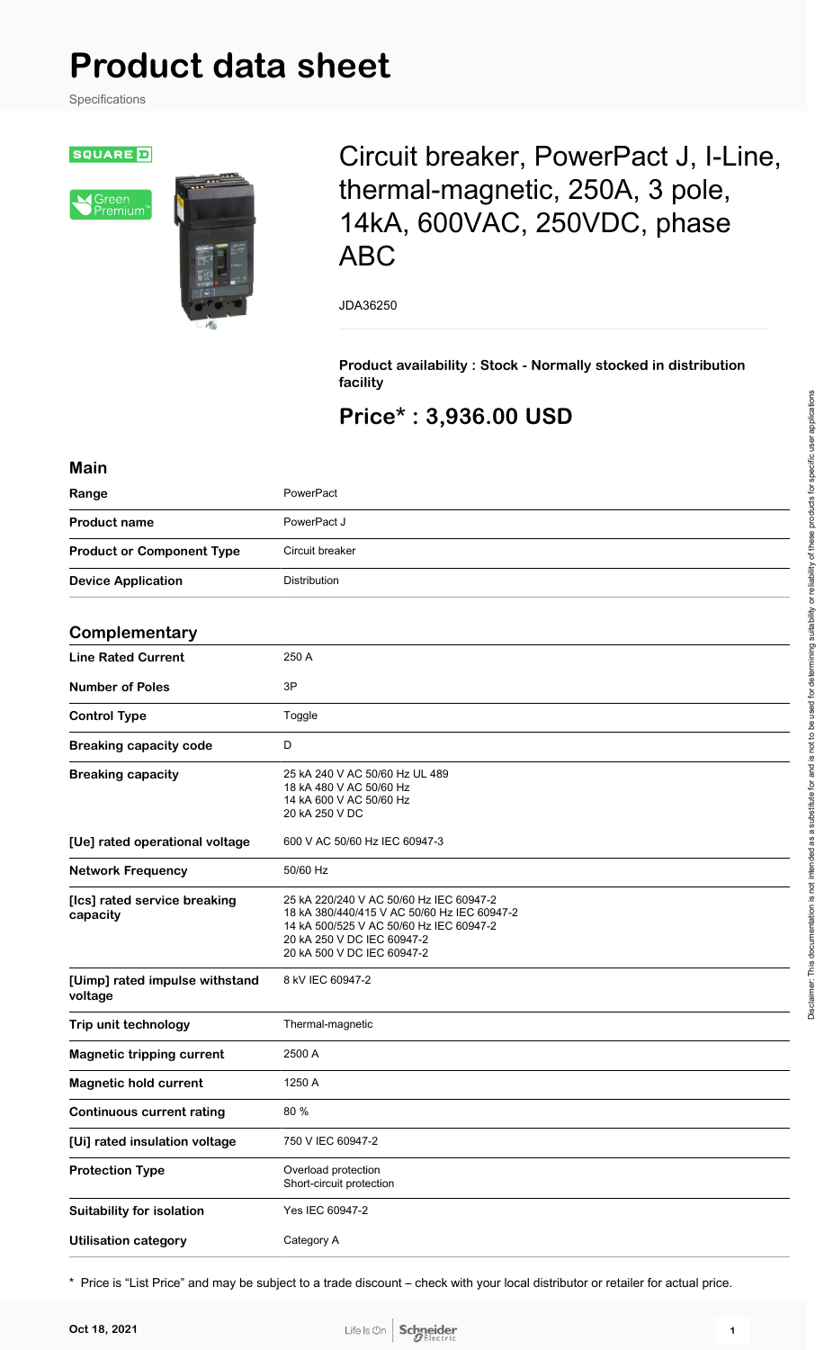# Product data sheet

Specifications

## Circuit breaker, PowerPact J, I-Line, thermal-magnetic, 250A, 3 pole, 14kA, 600VAC, 250VDC, phase ABC

JDA36250

**Product availability : Stock - Normally stocked in distribution facility**

## Price* : 3,936.00 USD

### Main

| | |
|---|---|
| **Range** | PowerPact |
| **Product name** | PowerPact J |
| **Product or Component Type** | Circuit breaker |
| **Device Application** | Distribution |

### Complementary

| | |
|---|---|
| **Line Rated Current** | 250 A |
| **Number of Poles** | 3P |
| **Control Type** | Toggle |
| **Breaking capacity code** | D |
| **Breaking capacity** | 25 kA 240 V AC 50/60 Hz UL 489<br>18 kA 480 V AC 50/60 Hz<br>14 kA 600 V AC 50/60 Hz<br>20 kA 250 V DC |
| **[Ue] rated operational voltage** | 600 V AC 50/60 Hz IEC 60947-3 |
| **Network Frequency** | 50/60 Hz |
| **[Ics] rated service breaking capacity** | 25 kA 220/240 V AC 50/60 Hz IEC 60947-2<br>18 kA 380/440/415 V AC 50/60 Hz IEC 60947-2<br>14 kA 500/525 V AC 50/60 Hz IEC 60947-2<br>20 kA 250 V DC IEC 60947-2<br>20 kA 500 V DC IEC 60947-2 |
| **[Uimp] rated impulse withstand voltage** | 8 kV IEC 60947-2 |
| **Trip unit technology** | Thermal-magnetic |
| **Magnetic tripping current** | 2500 A |
| **Magnetic hold current** | 1250 A |
| **Continuous current rating** | 80 % |
| **[Ui] rated insulation voltage** | 750 V IEC 60947-2 |
| **Protection Type** | Overload protection<br>Short-circuit protection |
| **Suitability for isolation** | Yes IEC 60947-2 |
| **Utilisation category** | Category A |

* Price is "List Price" and may be subject to a trade discount – check with your local distributor or retailer for actual price.

Disclaimer: This documentation is not intended as a substitute for and is not to be used for determining suitability or reliability of these products for specific user applications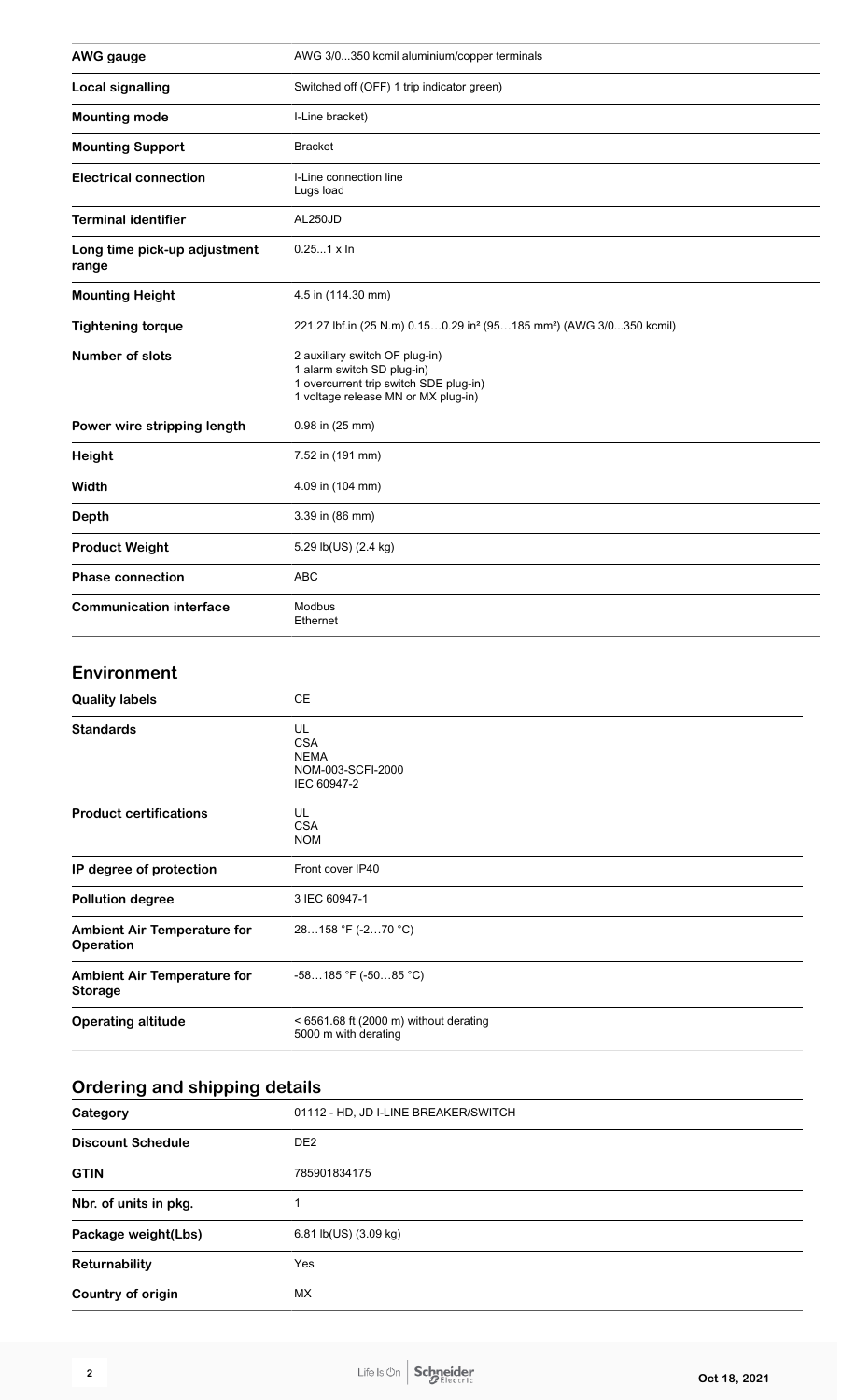| | |
|---|---|
| **AWG gauge** | AWG 3/0...350 kcmil aluminium/copper terminals |
| **Local signalling** | Switched off (OFF) 1 trip indicator green) |
| **Mounting mode** | I-Line bracket) |
| **Mounting Support** | Bracket |
| **Electrical connection** | I-Line connection line<br>Lugs load |
| **Terminal identifier** | AL250JD |
| **Long time pick-up adjustment range** | 0.25...1 x In |
| **Mounting Height** | 4.5 in (114.30 mm) |
| **Tightening torque** | 221.27 lbf.in (25 N.m) 0.15…0.29 in² (95…185 mm²) (AWG 3/0...350 kcmil) |
| **Number of slots** | 2 auxiliary switch OF plug-in)<br>1 alarm switch SD plug-in)<br>1 overcurrent trip switch SDE plug-in)<br>1 voltage release MN or MX plug-in) |
| **Power wire stripping length** | 0.98 in (25 mm) |
| **Height** | 7.52 in (191 mm) |
| **Width** | 4.09 in (104 mm) |
| **Depth** | 3.39 in (86 mm) |
| **Product Weight** | 5.29 lb(US) (2.4 kg) |
| **Phase connection** | ABC |
| **Communication interface** | Modbus<br>Ethernet |

## Environment

| | |
|---|---|
| **Quality labels** | CE |
| **Standards** | UL<br>CSA<br>NEMA<br>NOM-003-SCFI-2000<br>IEC 60947-2 |
| **Product certifications** | UL<br>CSA<br>NOM |
| **IP degree of protection** | Front cover IP40 |
| **Pollution degree** | 3 IEC 60947-1 |
| **Ambient Air Temperature for Operation** | 28…158 °F (-2…70 °C) |
| **Ambient Air Temperature for Storage** | -58…185 °F (-50…85 °C) |
| **Operating altitude** | < 6561.68 ft (2000 m) without derating<br>5000 m with derating |

## Ordering and shipping details

| | |
|---|---|
| **Category** | 01112 - HD, JD I-LINE BREAKER/SWITCH |
| **Discount Schedule** | DE2 |
| **GTIN** | 785901834175 |
| **Nbr. of units in pkg.** | 1 |
| **Package weight(Lbs)** | 6.81 lb(US) (3.09 kg) |
| **Returnability** | Yes |
| **Country of origin** | MX |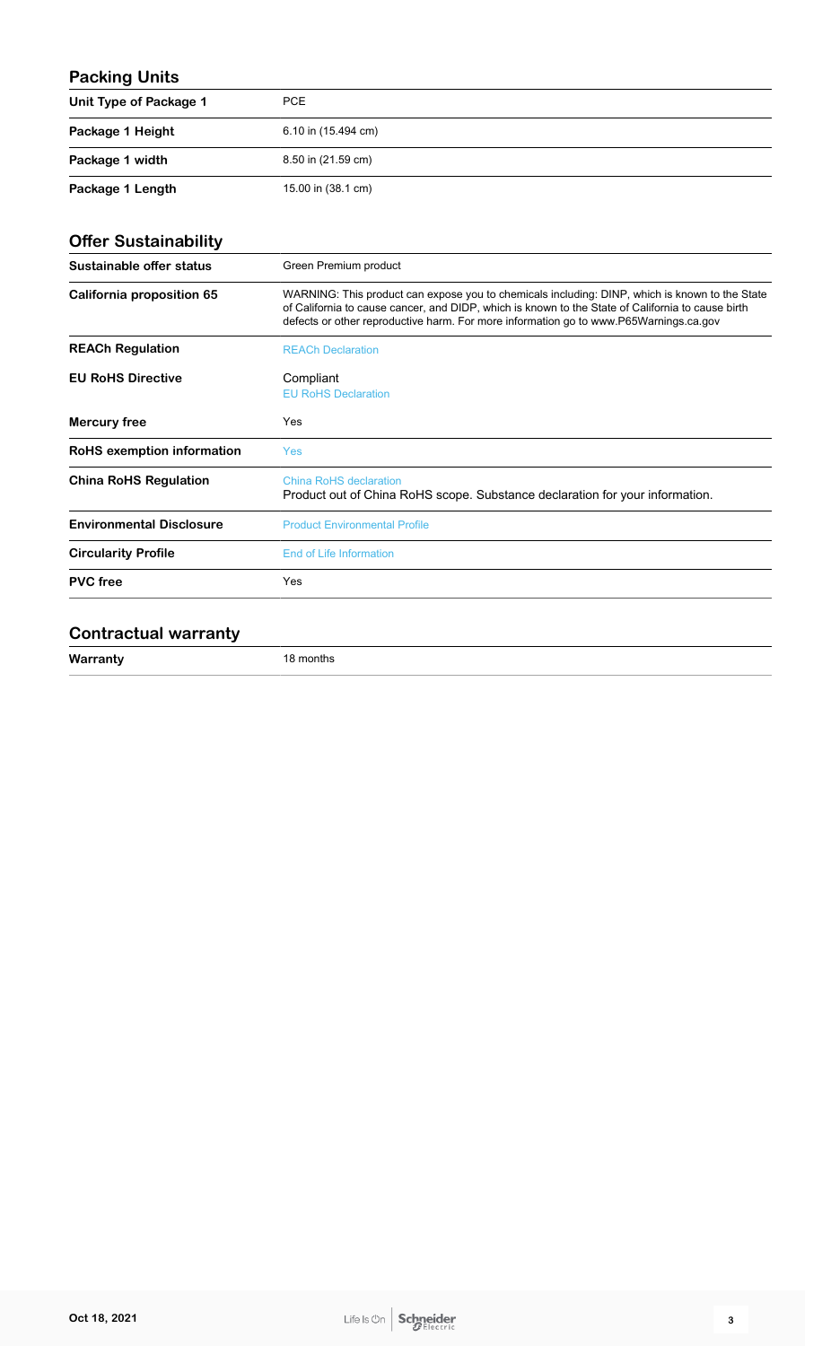## Packing Units

| | |
|---|---|
| **Unit Type of Package 1** | PCE |
| **Package 1 Height** | 6.10 in (15.494 cm) |
| **Package 1 width** | 8.50 in (21.59 cm) |
| **Package 1 Length** | 15.00 in (38.1 cm) |

## Offer Sustainability

| | |
|---|---|
| **Sustainable offer status** | Green Premium product |
| **California proposition 65** | WARNING: This product can expose you to chemicals including: DINP, which is known to the State of California to cause cancer, and DIDP, which is known to the State of California to cause birth defects or other reproductive harm. For more information go to www.P65Warnings.ca.gov |
| **REACh Regulation** | REACh Declaration |
| **EU RoHS Directive** | Compliant<br>EU RoHS Declaration |
| **Mercury free** | Yes |
| **RoHS exemption information** | Yes |
| **China RoHS Regulation** | China RoHS declaration<br>Product out of China RoHS scope. Substance declaration for your information. |
| **Environmental Disclosure** | Product Environmental Profile |
| **Circularity Profile** | End of Life Information |
| **PVC free** | Yes |

## Contractual warranty

| | |
|---|---|
| **Warranty** | 18 months |

Oct 18, 2021